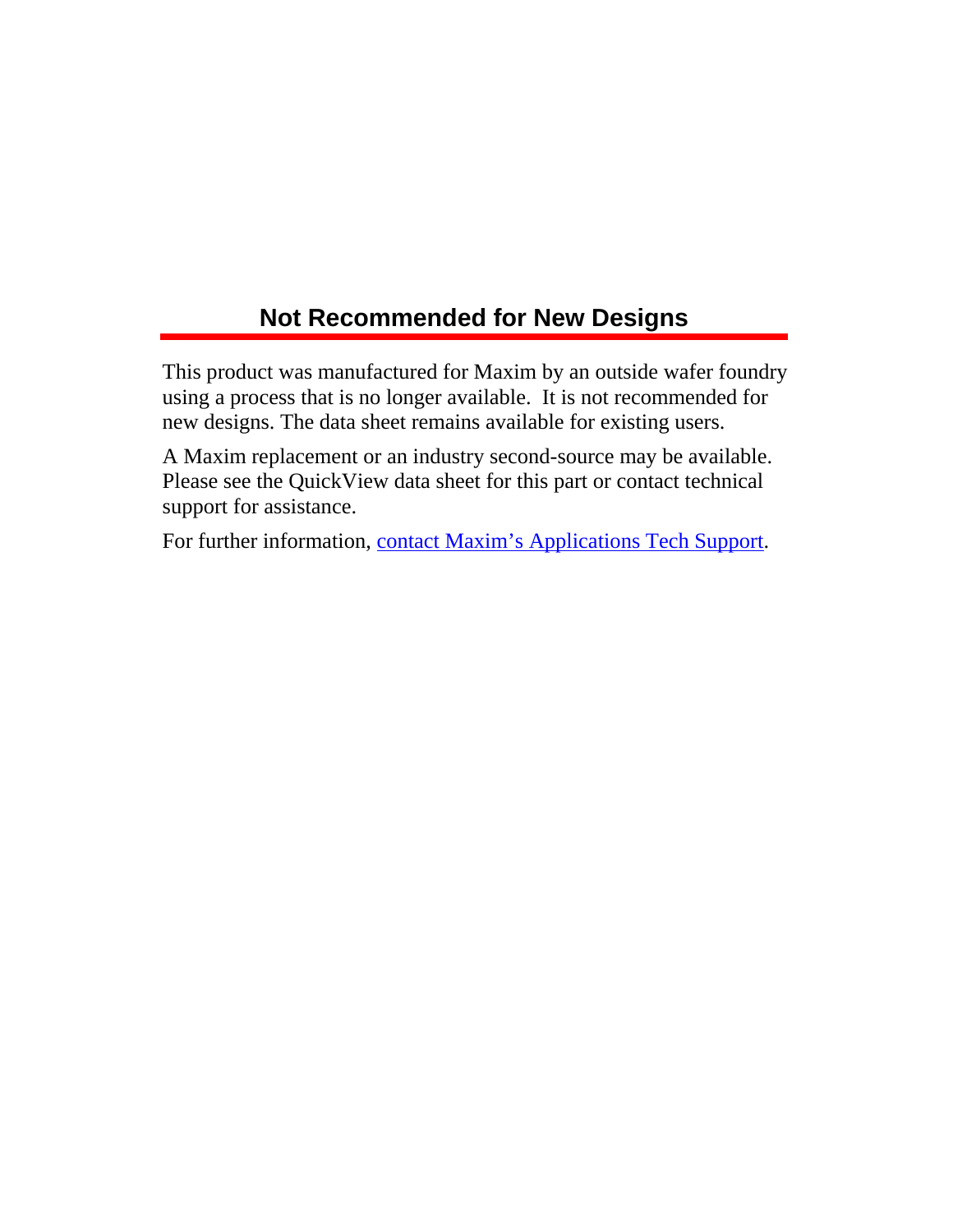# Not Recommended for New Designs

This product was manufactured for Maxim by an outside wafer foundry using a process that is no longer available. It is not recommended for new designs. The data sheet remains available for existing users.

A Maxim replacement or an industry second-source may be available. Please see the QuickView data sheet for this part or contact technical support for assistance.

For further information, contact Maxim's Applications Tech Support.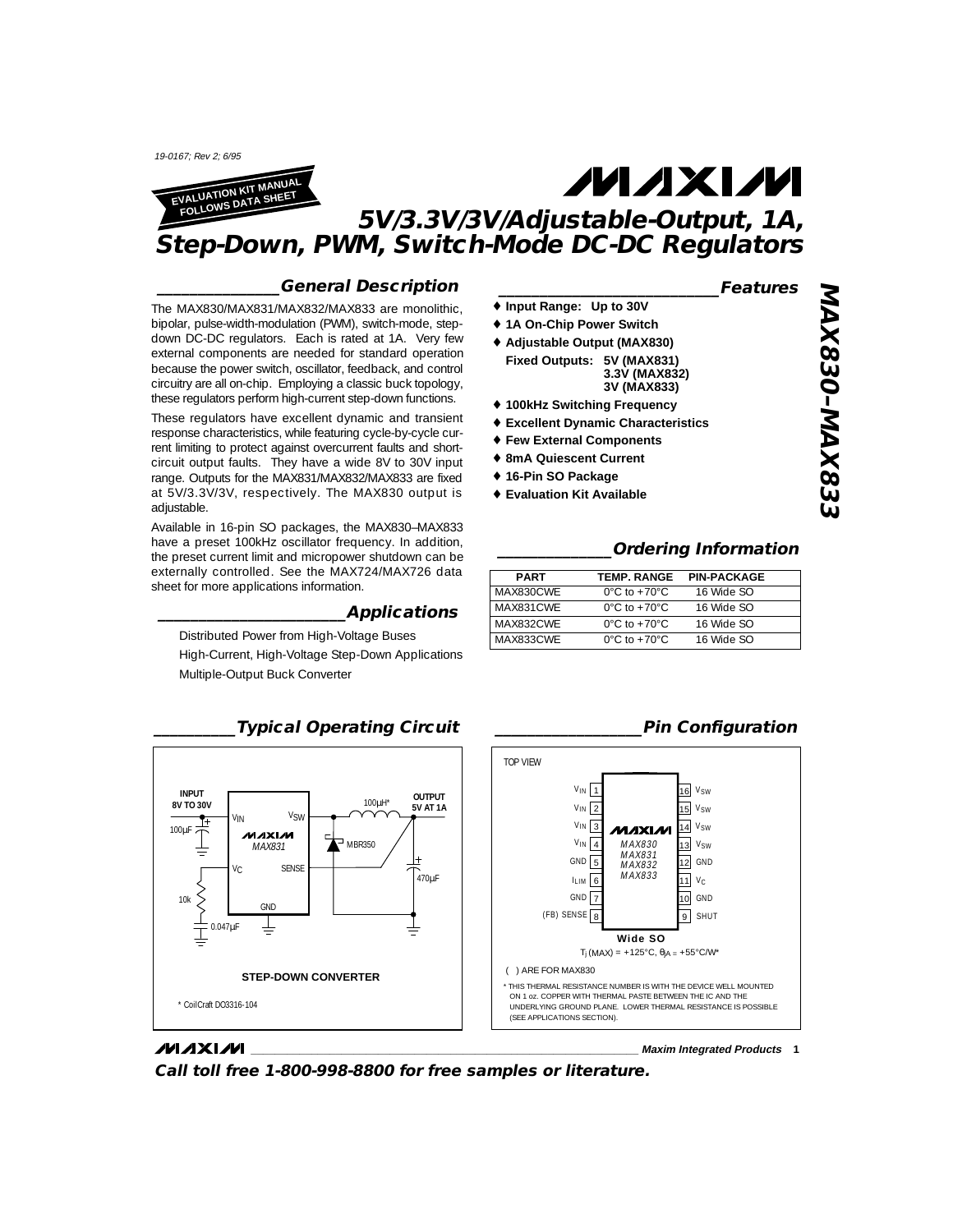19-0167; Rev 2; 6/95

EVALUATION KIT MANUAL FOLLOWS DATA SHEET

MAXIM

# 5V/3.3V/3V/Adjustable-Output, 1A, Step-Down, PWM, Switch-Mode DC-DC Regulators

MAX830–MAX833

## General Description

The MAX830/MAX831/MAX832/MAX833 are monolithic, bipolar, pulse-width-modulation (PWM), switch-mode, step-down DC-DC regulators. Each is rated at 1A. Very few external components are needed for standard operation because the power switch, oscillator, feedback, and control circuitry are all on-chip. Employing a classic buck topology, these regulators perform high-current step-down functions.

These regulators have excellent dynamic and transient response characteristics, while featuring cycle-by-cycle current limiting to protect against overcurrent faults and short-circuit output faults. They have a wide 8V to 30V input range. Outputs for the MAX831/MAX832/MAX833 are fixed at 5V/3.3V/3V, respectively. The MAX830 output is adjustable.

Available in 16-pin SO packages, the MAX830–MAX833 have a preset 100kHz oscillator frequency. In addition, the preset current limit and micropower shutdown can be externally controlled. See the MAX724/MAX726 data sheet for more applications information.

## Applications

Distributed Power from High-Voltage Buses

High-Current, High-Voltage Step-Down Applications

Multiple-Output Buck Converter

## Features

- ♦ Input Range: Up to 30V
- ♦ 1A On-Chip Power Switch
- ♦ Adjustable Output (MAX830)
  - Fixed Outputs: 5V (MAX831)
  - 3.3V (MAX832)
  - 3V (MAX833)
- ♦ 100kHz Switching Frequency
- ♦ Excellent Dynamic Characteristics
- ♦ Few External Components
- ♦ 8mA Quiescent Current
- ♦ 16-Pin SO Package
- ♦ Evaluation Kit Available

## Ordering Information

| PART | TEMP. RANGE | PIN-PACKAGE |
|---|---|---|
| MAX830CWE | 0°C to +70°C | 16 Wide SO |
| MAX831CWE | 0°C to +70°C | 16 Wide SO |
| MAX832CWE | 0°C to +70°C | 16 Wide SO |
| MAX833CWE | 0°C to +70°C | 16 Wide SO |

## Typical Operating Circuit

INPUT 8V TO 30V; 100µF; $V_{IN}$; $V_{SW}$; MAXIM MAX831; $V_C$; SENSE; GND; 10k; 0.047µF; 100µH*; MBR350; OUTPUT 5V AT 1A; 470µF

STEP-DOWN CONVERTER

\* CoilCraft DO3316-104

## Pin Configuration

TOP VIEW

| Pin | Name | Pin | Name |
|---|---|---|---|
| 1 | $V_{IN}$ | 16 | $V_{SW}$ |
| 2 | $V_{IN}$ | 15 | $V_{SW}$ |
| 3 | $V_{IN}$ | 14 | $V_{SW}$ |
| 4 | $V_{IN}$ | 13 | $V_{SW}$ |
| 5 | GND | 12 | GND |
| 6 | $I_{LIM}$ | 11 | $V_C$ |
| 7 | GND | 10 | GND |
| 8 | (FB) SENSE | 9 | SHUT |

MAXIM MAX830 MAX831 MAX832 MAX833

Wide SO

$T_j$ (MAX) = +125°C, $\theta_{JA}$ = +55°C/W*

( ) ARE FOR MAX830

\* THIS THERMAL RESISTANCE NUMBER IS WITH THE DEVICE WELL MOUNTED ON 1 oz. COPPER WITH THERMAL PASTE BETWEEN THE IC AND THE UNDERLYING GROUND PLANE. LOWER THERMAL RESISTANCE IS POSSIBLE (SEE APPLICATIONS SECTION).

MAXIM Maxim Integrated Products

**Call toll free 1-800-998-8800 for free samples or literature.**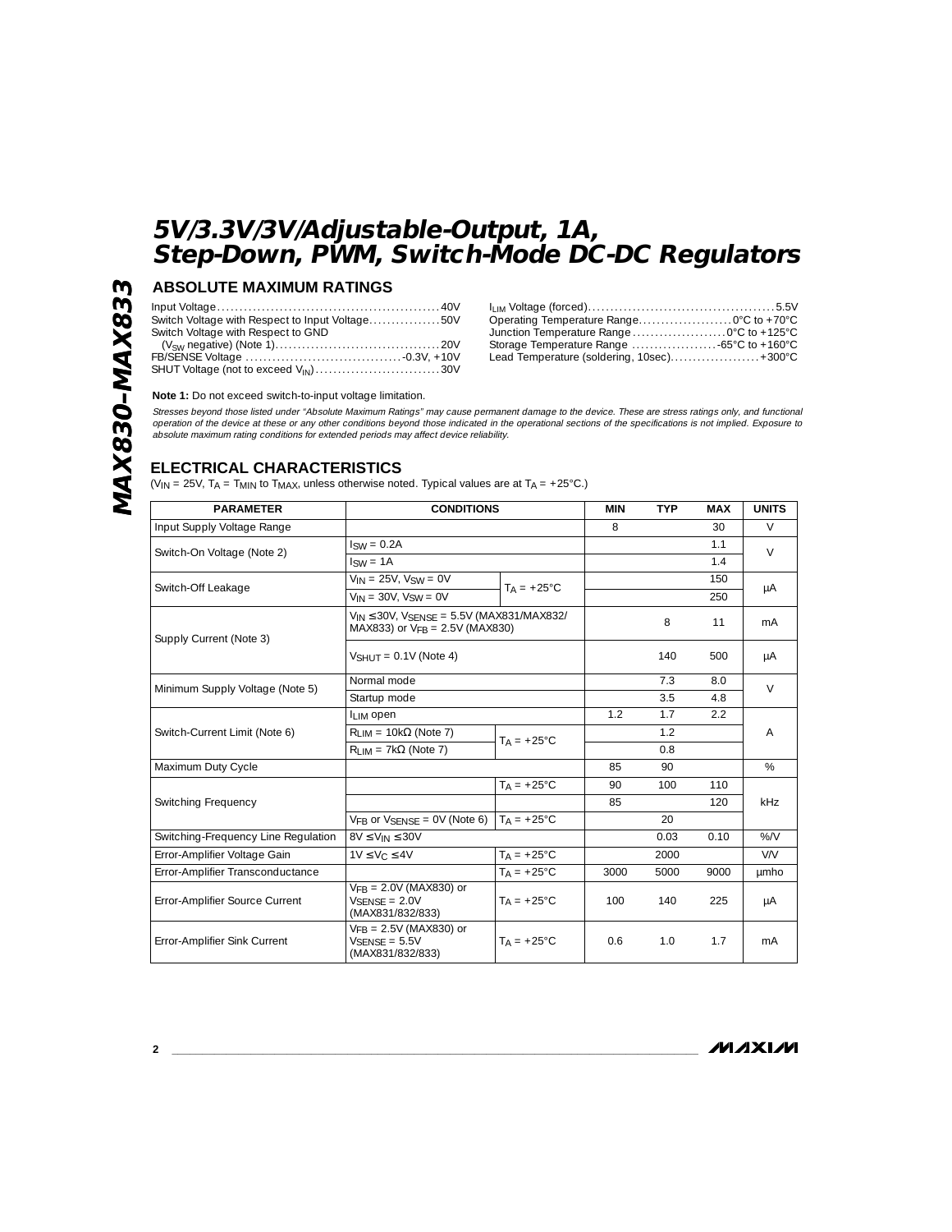# 5V/3.3V/3V/Adjustable-Output, 1A, Step-Down, PWM, Switch-Mode DC-DC Regulators

## ABSOLUTE MAXIMUM RATINGS

Input Voltage .................................................. 40V
Switch Voltage with Respect to Input Voltage ................ 50V
Switch Voltage with Respect to GND
($V_{SW}$ negative) (Note 1) ..................................... 20V
FB/SENSE Voltage ................................... -0.3V, +10V
SHUT Voltage (not to exceed $V_{IN}$) ............................ 30V

$I_{LIM}$ Voltage (forced) .......................................... 5.5V
Operating Temperature Range ..................... 0°C to +70°C
Junction Temperature Range ..................... 0°C to +125°C
Storage Temperature Range ................... -65°C to +160°C
Lead Temperature (soldering, 10sec) .................... +300°C

**Note 1:** Do not exceed switch-to-input voltage limitation.

*Stresses beyond those listed under "Absolute Maximum Ratings" may cause permanent damage to the device. These are stress ratings only, and functional operation of the device at these or any other conditions beyond those indicated in the operational sections of the specifications is not implied. Exposure to absolute maximum rating conditions for extended periods may affect device reliability.*

## ELECTRICAL CHARACTERISTICS

($V_{IN}$ = 25V, $T_A$ = $T_{MIN}$ to $T_{MAX}$, unless otherwise noted. Typical values are at $T_A$ = +25°C.)

| PARAMETER | CONDITIONS | | MIN | TYP | MAX | UNITS |
|---|---|---|---|---|---|---|
| Input Supply Voltage Range | | | 8 | | 30 | V |
| Switch-On Voltage (Note 2) | $I_{SW}$ = 0.2A | | | | 1.1 | V |
| | $I_{SW}$ = 1A | | | | 1.4 | |
| Switch-Off Leakage | $V_{IN}$ = 25V, $V_{SW}$ = 0V | $T_A$ = +25°C | | | 150 | µA |
| | $V_{IN}$ = 30V, $V_{SW}$ = 0V | | | | 250 | |
| Supply Current (Note 3) | $V_{IN}$ ≤ 30V, $V_{SENSE}$ = 5.5V (MAX831/MAX832/MAX833) or $V_{FB}$ = 2.5V (MAX830) | | | 8 | 11 | mA |
| | $V_{SHUT}$ = 0.1V (Note 4) | | | 140 | 500 | µA |
| Minimum Supply Voltage (Note 5) | Normal mode | | | 7.3 | 8.0 | V |
| | Startup mode | | | 3.5 | 4.8 | |
| Switch-Current Limit (Note 6) | $I_{LIM}$ open | | 1.2 | 1.7 | 2.2 | A |
| | $R_{LIM}$ = 10kΩ (Note 7) | $T_A$ = +25°C | | 1.2 | | |
| | $R_{LIM}$ = 7kΩ (Note 7) | | | 0.8 | | |
| Maximum Duty Cycle | | | 85 | 90 | | % |
| Switching Frequency | | $T_A$ = +25°C | 90 | 100 | 110 | kHz |
| | | | 85 | | 120 | |
| | $V_{FB}$ or $V_{SENSE}$ = 0V (Note 6) | $T_A$ = +25°C | | 20 | | |
| Switching-Frequency Line Regulation | 8V ≤ $V_{IN}$ ≤ 30V | | | 0.03 | 0.10 | %/V |
| Error-Amplifier Voltage Gain | 1V ≤ $V_C$ ≤ 4V | $T_A$ = +25°C | | 2000 | | V/V |
| Error-Amplifier Transconductance | | $T_A$ = +25°C | 3000 | 5000 | 9000 | µmho |
| Error-Amplifier Source Current | $V_{FB}$ = 2.0V (MAX830) or $V_{SENSE}$ = 2.0V (MAX831/832/833) | $T_A$ = +25°C | 100 | 140 | 225 | µA |
| Error-Amplifier Sink Current | $V_{FB}$ = 2.5V (MAX830) or $V_{SENSE}$ = 5.5V (MAX831/832/833) | $T_A$ = +25°C | 0.6 | 1.0 | 1.7 | mA |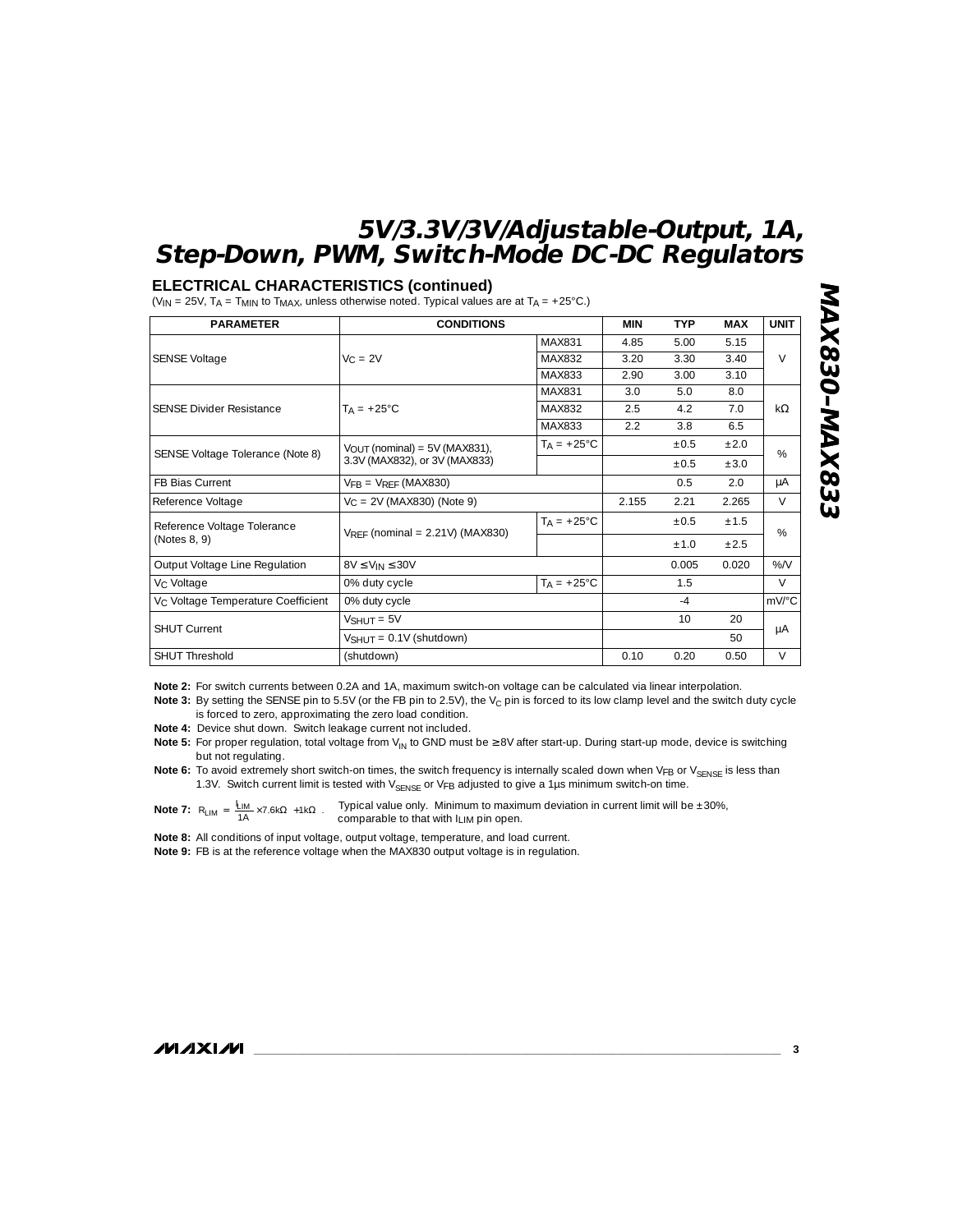## ELECTRICAL CHARACTERISTICS (continued)

($V_{IN}$ = 25V, $T_A$ = $T_{MIN}$ to $T_{MAX}$, unless otherwise noted. Typical values are at $T_A$ = +25°C.)

| PARAMETER | CONDITIONS | | MIN | TYP | MAX | UNIT |
|---|---|---|---|---|---|---|
| SENSE Voltage | $V_C$ = 2V | MAX831 | 4.85 | 5.00 | 5.15 | V |
| | | MAX832 | 3.20 | 3.30 | 3.40 | |
| | | MAX833 | 2.90 | 3.00 | 3.10 | |
| SENSE Divider Resistance | $T_A$ = +25°C | MAX831 | 3.0 | 5.0 | 8.0 | kΩ |
| | | MAX832 | 2.5 | 4.2 | 7.0 | |
| | | MAX833 | 2.2 | 3.8 | 6.5 | |
| SENSE Voltage Tolerance (Note 8) | $V_{OUT}$ (nominal) = 5V (MAX831), 3.3V (MAX832), or 3V (MAX833) | $T_A$ = +25°C | | ±0.5 | ±2.0 | % |
| | | | | ±0.5 | ±3.0 | |
| FB Bias Current | $V_{FB}$ = $V_{REF}$ (MAX830) | | | 0.5 | 2.0 | µA |
| Reference Voltage | $V_C$ = 2V (MAX830) (Note 9) | | 2.155 | 2.21 | 2.265 | V |
| Reference Voltage Tolerance (Notes 8, 9) | $V_{REF}$ (nominal = 2.21V) (MAX830) | $T_A$ = +25°C | | ±0.5 | ±1.5 | % |
| | | | | ±1.0 | ±2.5 | |
| Output Voltage Line Regulation | 8V ≤ $V_{IN}$ ≤ 30V | | | 0.005 | 0.020 | %/V |
| $V_C$ Voltage | 0% duty cycle | $T_A$ = +25°C | | 1.5 | | V |
| $V_C$ Voltage Temperature Coefficient | 0% duty cycle | | | -4 | | mV/°C |
| SHUT Current | $V_{SHUT}$ = 5V | | | 10 | 20 | µA |
| | $V_{SHUT}$ = 0.1V (shutdown) | | | | 50 | |
| SHUT Threshold | (shutdown) | | 0.10 | 0.20 | 0.50 | V |

**Note 2:** For switch currents between 0.2A and 1A, maximum switch-on voltage can be calculated via linear interpolation.

**Note 3:** By setting the SENSE pin to 5.5V (or the FB pin to 2.5V), the $V_C$ pin is forced to its low clamp level and the switch duty cycle is forced to zero, approximating the zero load condition.

**Note 4:** Device shut down. Switch leakage current not included.

**Note 5:** For proper regulation, total voltage from $V_{IN}$ to GND must be ≥ 8V after start-up. During start-up mode, device is switching but not regulating.

**Note 6:** To avoid extremely short switch-on times, the switch frequency is internally scaled down when $V_{FB}$ or $V_{SENSE}$ is less than 1.3V. Switch current limit is tested with $V_{SENSE}$ or $V_{FB}$ adjusted to give a 1µs minimum switch-on time.

**Note 7:** $R_{LIM} = \frac{I_{LIM}}{1A} \times 7.6k\Omega + 1k\Omega$. Typical value only. Minimum to maximum deviation in current limit will be ±30%, comparable to that with $I_{LIM}$ pin open.

**Note 8:** All conditions of input voltage, output voltage, temperature, and load current.

**Note 9:** FB is at the reference voltage when the MAX830 output voltage is in regulation.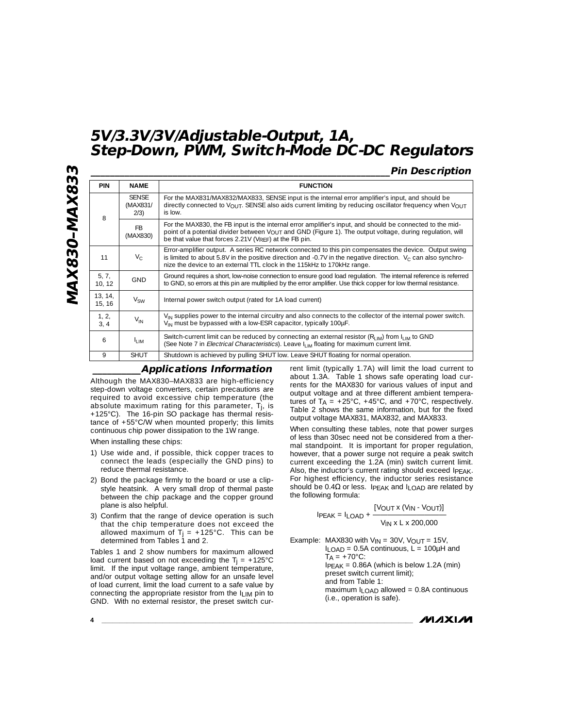## Pin Description

| PIN | NAME | FUNCTION |
|---|---|---|
| 8 | SENSE (MAX831/ 2/3) | For the MAX831/MAX832/MAX833, SENSE input is the internal error amplifier's input, and should be directly connected to $V_{OUT}$. SENSE also aids current limiting by reducing oscillator frequency when $V_{OUT}$ is low. |
| | FB (MAX830) | For the MAX830, the FB input is the internal error amplifier's input, and should be connected to the mid-point of a potential divider between $V_{OUT}$ and GND (Figure 1). The output voltage, during regulation, will be that value that forces 2.21V ($V_{REF}$) at the FB pin. |
| 11 | $V_C$ | Error-amplifier output. A series RC network connected to this pin compensates the device. Output swing is limited to about 5.8V in the positive direction and -0.7V in the negative direction. $V_C$ can also synchronize the device to an external TTL clock in the 115kHz to 170kHz range. |
| 5, 7, 10, 12 | GND | Ground requires a short, low-noise connection to ensure good load regulation. The internal reference is referred to GND, so errors at this pin are multiplied by the error amplifier. Use thick copper for low thermal resistance. |
| 13, 14, 15, 16 | $V_{SW}$ | Internal power switch output (rated for 1A load current) |
| 1, 2, 3, 4 | $V_{IN}$ | $V_{IN}$ supplies power to the internal circuitry and also connects to the collector of the internal power switch. $V_{IN}$ must be bypassed with a low-ESR capacitor, typically 100µF. |
| 6 | $I_{LIM}$ | Switch-current limit can be reduced by connecting an external resistor ($R_{LIM}$) from $I_{LIM}$ to GND (See Note 7 in *Electrical Characteristics*). Leave $I_{LIM}$ floating for maximum current limit. |
| 9 | SHUT | Shutdown is achieved by pulling SHUT low. Leave SHUT floating for normal operation. |

## Applications Information

Although the MAX830–MAX833 are high-efficiency step-down voltage converters, certain precautions are required to avoid excessive chip temperature (the absolute maximum rating for this parameter, $T_j$, is +125°C). The 16-pin SO package has thermal resistance of +55°C/W when mounted properly; this limits continuous chip power dissipation to the 1W range.

When installing these chips:

1) Use wide and, if possible, thick copper traces to connect the leads (especially the GND pins) to reduce thermal resistance.
2) Bond the package firmly to the board or use a clip-style heatsink. A very small drop of thermal paste between the chip package and the copper ground plane is also helpful.
3) Confirm that the range of device operation is such that the chip temperature does not exceed the allowed maximum of $T_j$ = +125°C. This can be determined from Tables 1 and 2.

Tables 1 and 2 show numbers for maximum allowed load current based on not exceeding the $T_j$ = +125°C limit. If the input voltage range, ambient temperature, and/or output voltage setting allow for an unsafe level of load current, limit the load current to a safe value by connecting the appropriate resistor from the $I_{LIM}$ pin to GND. With no external resistor, the preset switch current limit (typically 1.7A) will limit the load current to about 1.3A. Table 1 shows safe operating load currents for the MAX830 for various values of input and output voltage and at three different ambient temperatures of $T_A$ = +25°C, +45°C, and +70°C, respectively. Table 2 shows the same information, but for the fixed output voltage MAX831, MAX832, and MAX833.

When consulting these tables, note that power surges of less than 30sec need not be considered from a thermal standpoint. It is important for proper regulation, however, that a power surge not require a peak switch current exceeding the 1.2A (min) switch current limit. Also, the inductor's current rating should exceed $I_{PEAK}$. For highest efficiency, the inductor series resistance should be 0.4Ω or less. $I_{PEAK}$ and $I_{LOAD}$ are related by the following formula:

$$I_{PEAK} = I_{LOAD} + \frac{[V_{OUT} \times (V_{IN} - V_{OUT})]}{V_{IN} \times L \times 200{,}000}$$

Example: MAX830 with $V_{IN}$ = 30V, $V_{OUT}$ = 15V, $I_{LOAD}$ = 0.5A continuous, L = 100µH and $T_A$ = +70°C:
$I_{PEAK}$ = 0.86A (which is below 1.2A (min) preset switch current limit);
and from Table 1:
maximum $I_{LOAD}$ allowed = 0.8A continuous (i.e., operation is safe).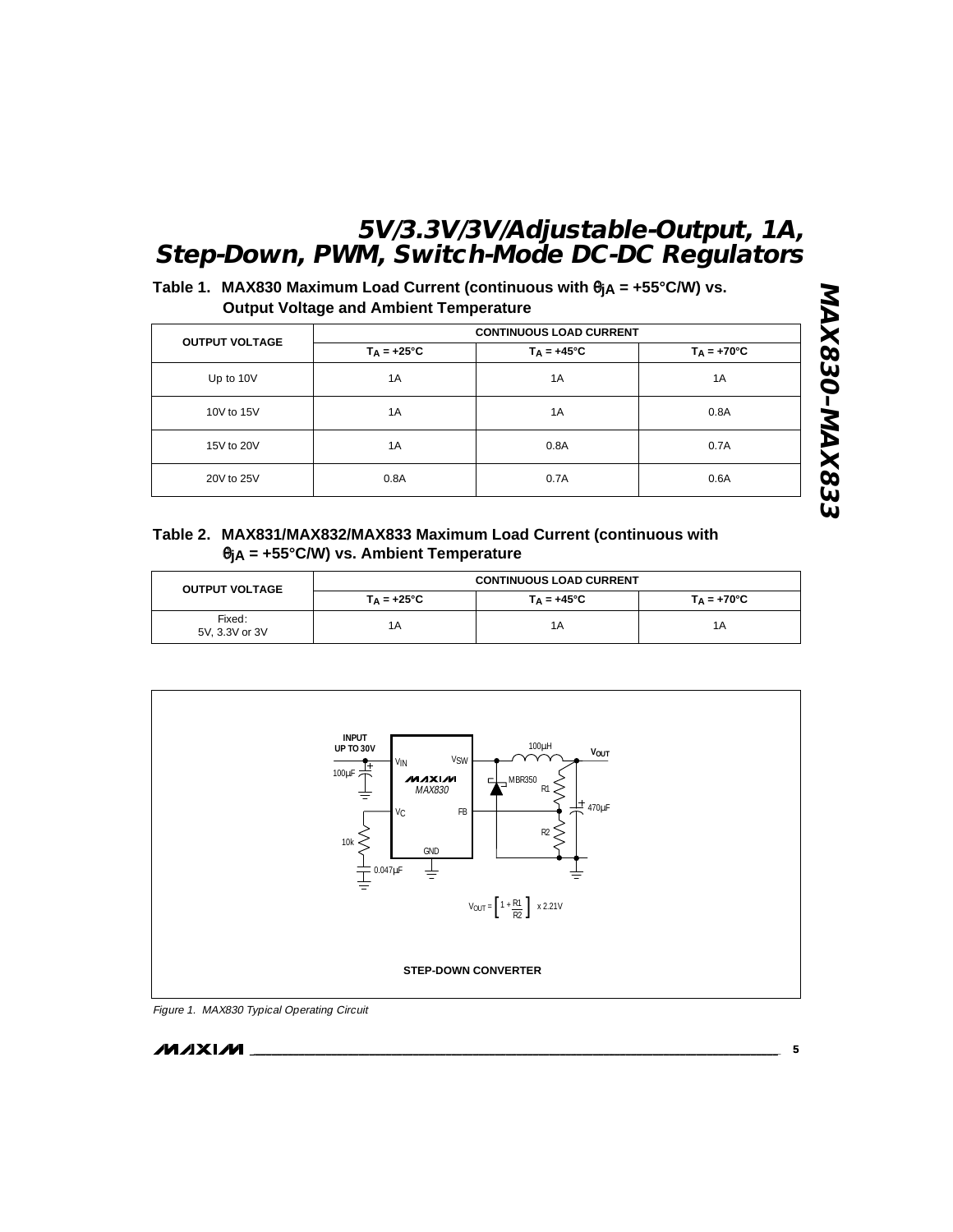**Table 1. MAX830 Maximum Load Current (continuous with $\theta_{jA}$ = +55°C/W) vs. Output Voltage and Ambient Temperature**

| OUTPUT VOLTAGE | CONTINUOUS LOAD CURRENT | | |
|---|---|---|---|
| | $T_A$ = +25°C | $T_A$ = +45°C | $T_A$ = +70°C |
| Up to 10V | 1A | 1A | 1A |
| 10V to 15V | 1A | 1A | 0.8A |
| 15V to 20V | 1A | 0.8A | 0.7A |
| 20V to 25V | 0.8A | 0.7A | 0.6A |

**Table 2. MAX831/MAX832/MAX833 Maximum Load Current (continuous with $\theta_{jA}$ = +55°C/W) vs. Ambient Temperature**

| OUTPUT VOLTAGE | CONTINUOUS LOAD CURRENT | | |
|---|---|---|---|
| | $T_A$ = +25°C | $T_A$ = +45°C | $T_A$ = +70°C |
| Fixed: 5V, 3.3V or 3V | 1A | 1A | 1A |

INPUT UP TO 30V

100µF

10k

0.047µF

$V_{IN}$

$V_{SW}$

MAXIM MAX830

$V_C$

FB

GND

100µH

MBR350

R1

R2

470µF

$V_{OUT}$

$$V_{OUT} = \left[1 + \frac{R1}{R2}\right] \times 2.21V$$

STEP-DOWN CONVERTER

*Figure 1. MAX830 Typical Operating Circuit*